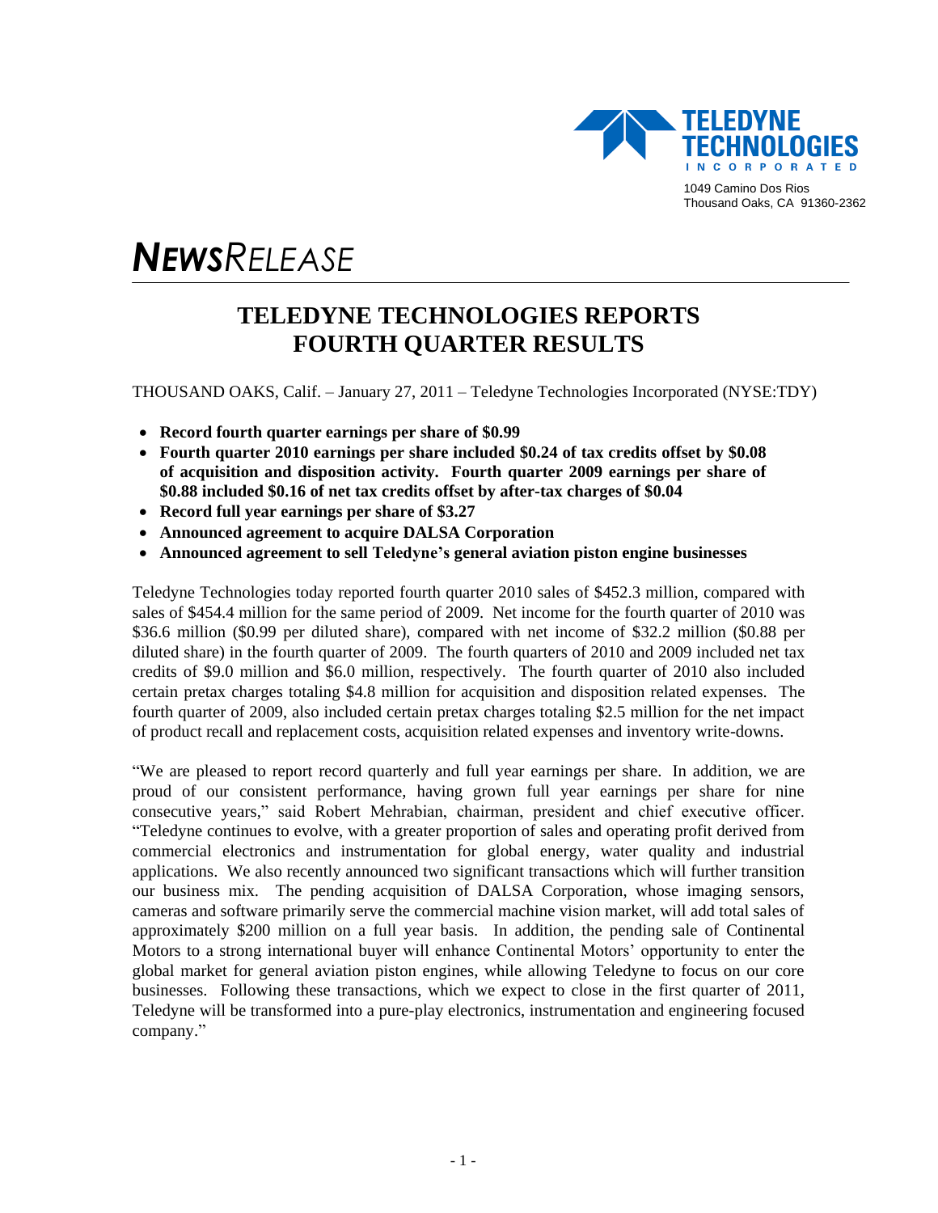TELEDYNE TECHNOLOGIES INCORPORATED
1049 Camino Dos Rios
Thousand Oaks, CA 91360-2362

# *NEWS RELEASE*

## TELEDYNE TECHNOLOGIES REPORTS FOURTH QUARTER RESULTS

THOUSAND OAKS, Calif. – January 27, 2011 – Teledyne Technologies Incorporated (NYSE:TDY)

- **Record fourth quarter earnings per share of $0.99**
- **Fourth quarter 2010 earnings per share included $0.24 of tax credits offset by $0.08 of acquisition and disposition activity. Fourth quarter 2009 earnings per share of $0.88 included $0.16 of net tax credits offset by after-tax charges of $0.04**
- **Record full year earnings per share of $3.27**
- **Announced agreement to acquire DALSA Corporation**
- **Announced agreement to sell Teledyne's general aviation piston engine businesses**

Teledyne Technologies today reported fourth quarter 2010 sales of $452.3 million, compared with sales of $454.4 million for the same period of 2009. Net income for the fourth quarter of 2010 was $36.6 million ($0.99 per diluted share), compared with net income of $32.2 million ($0.88 per diluted share) in the fourth quarter of 2009. The fourth quarters of 2010 and 2009 included net tax credits of $9.0 million and $6.0 million, respectively. The fourth quarter of 2010 also included certain pretax charges totaling $4.8 million for acquisition and disposition related expenses. The fourth quarter of 2009, also included certain pretax charges totaling $2.5 million for the net impact of product recall and replacement costs, acquisition related expenses and inventory write-downs.

"We are pleased to report record quarterly and full year earnings per share. In addition, we are proud of our consistent performance, having grown full year earnings per share for nine consecutive years," said Robert Mehrabian, chairman, president and chief executive officer. "Teledyne continues to evolve, with a greater proportion of sales and operating profit derived from commercial electronics and instrumentation for global energy, water quality and industrial applications. We also recently announced two significant transactions which will further transition our business mix. The pending acquisition of DALSA Corporation, whose imaging sensors, cameras and software primarily serve the commercial machine vision market, will add total sales of approximately $200 million on a full year basis. In addition, the pending sale of Continental Motors to a strong international buyer will enhance Continental Motors' opportunity to enter the global market for general aviation piston engines, while allowing Teledyne to focus on our core businesses. Following these transactions, which we expect to close in the first quarter of 2011, Teledyne will be transformed into a pure-play electronics, instrumentation and engineering focused company."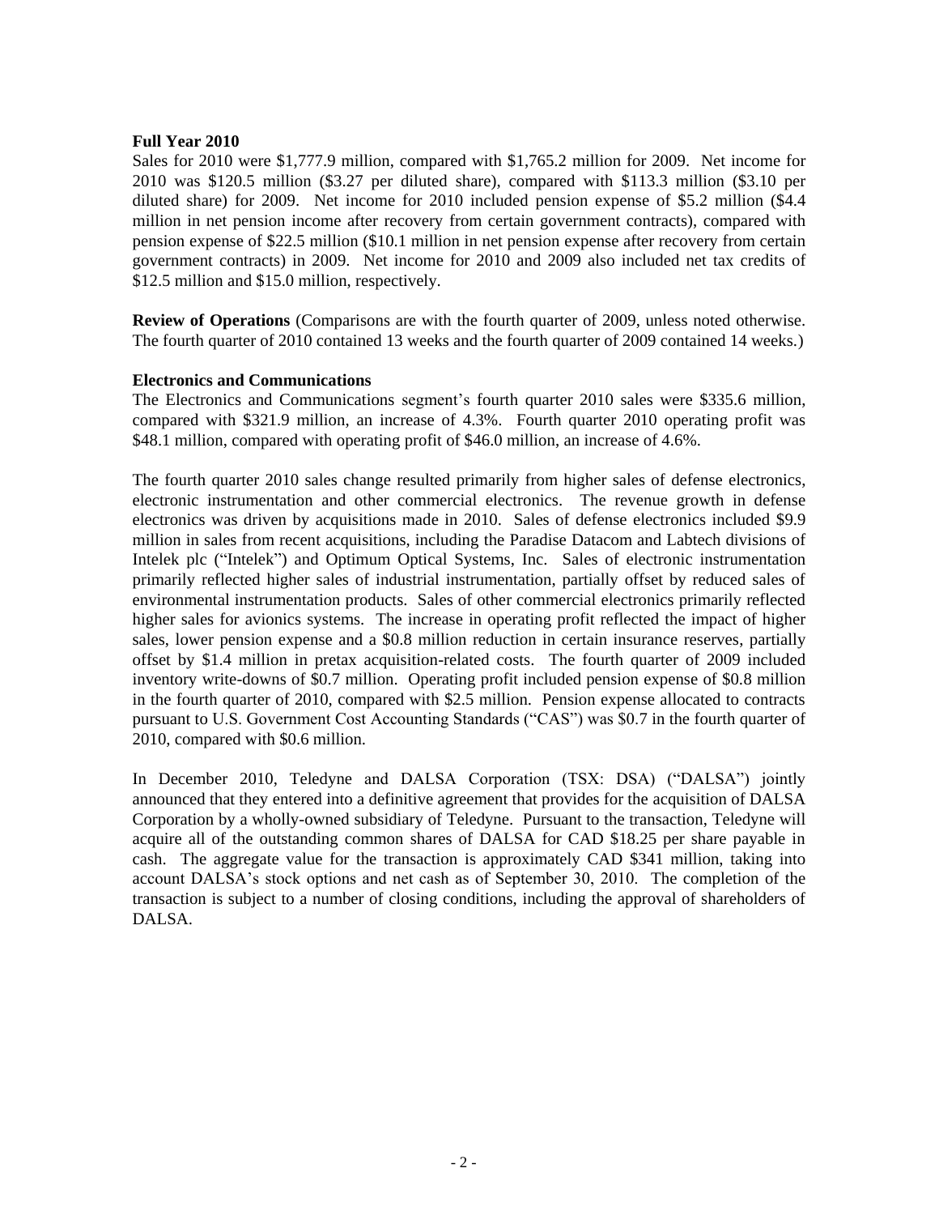**Full Year 2010**

Sales for 2010 were $1,777.9 million, compared with $1,765.2 million for 2009. Net income for 2010 was $120.5 million ($3.27 per diluted share), compared with $113.3 million ($3.10 per diluted share) for 2009. Net income for 2010 included pension expense of $5.2 million ($4.4 million in net pension income after recovery from certain government contracts), compared with pension expense of $22.5 million ($10.1 million in net pension expense after recovery from certain government contracts) in 2009. Net income for 2010 and 2009 also included net tax credits of $12.5 million and $15.0 million, respectively.

**Review of Operations** (Comparisons are with the fourth quarter of 2009, unless noted otherwise. The fourth quarter of 2010 contained 13 weeks and the fourth quarter of 2009 contained 14 weeks.)

**Electronics and Communications**

The Electronics and Communications segment's fourth quarter 2010 sales were $335.6 million, compared with $321.9 million, an increase of 4.3%. Fourth quarter 2010 operating profit was $48.1 million, compared with operating profit of $46.0 million, an increase of 4.6%.

The fourth quarter 2010 sales change resulted primarily from higher sales of defense electronics, electronic instrumentation and other commercial electronics. The revenue growth in defense electronics was driven by acquisitions made in 2010. Sales of defense electronics included $9.9 million in sales from recent acquisitions, including the Paradise Datacom and Labtech divisions of Intelek plc ("Intelek") and Optimum Optical Systems, Inc. Sales of electronic instrumentation primarily reflected higher sales of industrial instrumentation, partially offset by reduced sales of environmental instrumentation products. Sales of other commercial electronics primarily reflected higher sales for avionics systems. The increase in operating profit reflected the impact of higher sales, lower pension expense and a $0.8 million reduction in certain insurance reserves, partially offset by $1.4 million in pretax acquisition-related costs. The fourth quarter of 2009 included inventory write-downs of $0.7 million. Operating profit included pension expense of $0.8 million in the fourth quarter of 2010, compared with $2.5 million. Pension expense allocated to contracts pursuant to U.S. Government Cost Accounting Standards ("CAS") was $0.7 in the fourth quarter of 2010, compared with $0.6 million.

In December 2010, Teledyne and DALSA Corporation (TSX: DSA) ("DALSA") jointly announced that they entered into a definitive agreement that provides for the acquisition of DALSA Corporation by a wholly-owned subsidiary of Teledyne. Pursuant to the transaction, Teledyne will acquire all of the outstanding common shares of DALSA for CAD $18.25 per share payable in cash. The aggregate value for the transaction is approximately CAD $341 million, taking into account DALSA's stock options and net cash as of September 30, 2010. The completion of the transaction is subject to a number of closing conditions, including the approval of shareholders of DALSA.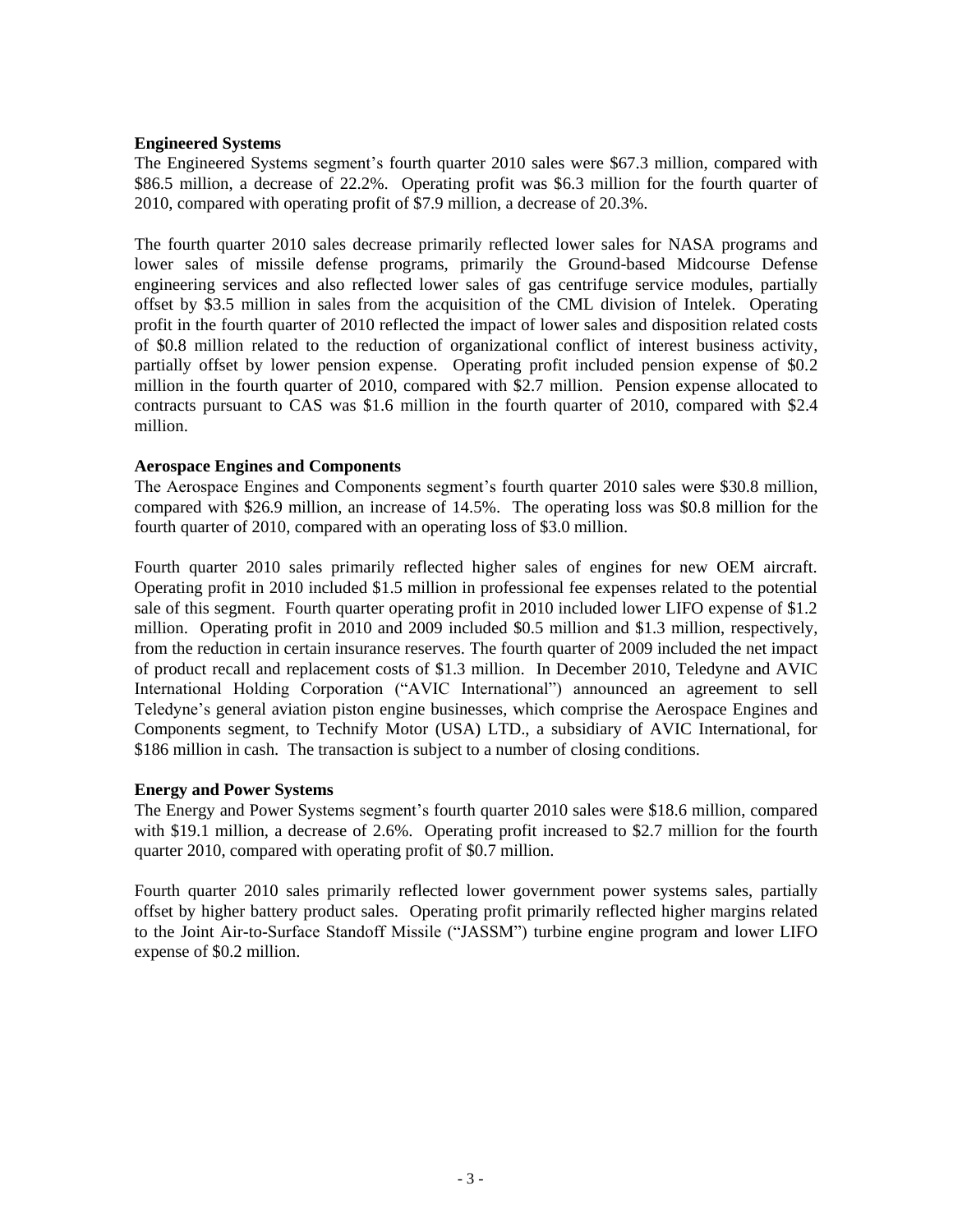**Engineered Systems**

The Engineered Systems segment's fourth quarter 2010 sales were $67.3 million, compared with $86.5 million, a decrease of 22.2%. Operating profit was $6.3 million for the fourth quarter of 2010, compared with operating profit of $7.9 million, a decrease of 20.3%.

The fourth quarter 2010 sales decrease primarily reflected lower sales for NASA programs and lower sales of missile defense programs, primarily the Ground-based Midcourse Defense engineering services and also reflected lower sales of gas centrifuge service modules, partially offset by $3.5 million in sales from the acquisition of the CML division of Intelek. Operating profit in the fourth quarter of 2010 reflected the impact of lower sales and disposition related costs of $0.8 million related to the reduction of organizational conflict of interest business activity, partially offset by lower pension expense. Operating profit included pension expense of $0.2 million in the fourth quarter of 2010, compared with $2.7 million. Pension expense allocated to contracts pursuant to CAS was $1.6 million in the fourth quarter of 2010, compared with $2.4 million.

**Aerospace Engines and Components**

The Aerospace Engines and Components segment's fourth quarter 2010 sales were $30.8 million, compared with $26.9 million, an increase of 14.5%. The operating loss was $0.8 million for the fourth quarter of 2010, compared with an operating loss of $3.0 million.

Fourth quarter 2010 sales primarily reflected higher sales of engines for new OEM aircraft. Operating profit in 2010 included $1.5 million in professional fee expenses related to the potential sale of this segment. Fourth quarter operating profit in 2010 included lower LIFO expense of $1.2 million. Operating profit in 2010 and 2009 included $0.5 million and $1.3 million, respectively, from the reduction in certain insurance reserves. The fourth quarter of 2009 included the net impact of product recall and replacement costs of $1.3 million. In December 2010, Teledyne and AVIC International Holding Corporation ("AVIC International") announced an agreement to sell Teledyne's general aviation piston engine businesses, which comprise the Aerospace Engines and Components segment, to Technify Motor (USA) LTD., a subsidiary of AVIC International, for $186 million in cash. The transaction is subject to a number of closing conditions.

**Energy and Power Systems**

The Energy and Power Systems segment's fourth quarter 2010 sales were $18.6 million, compared with $19.1 million, a decrease of 2.6%. Operating profit increased to $2.7 million for the fourth quarter 2010, compared with operating profit of $0.7 million.

Fourth quarter 2010 sales primarily reflected lower government power systems sales, partially offset by higher battery product sales. Operating profit primarily reflected higher margins related to the Joint Air-to-Surface Standoff Missile ("JASSM") turbine engine program and lower LIFO expense of $0.2 million.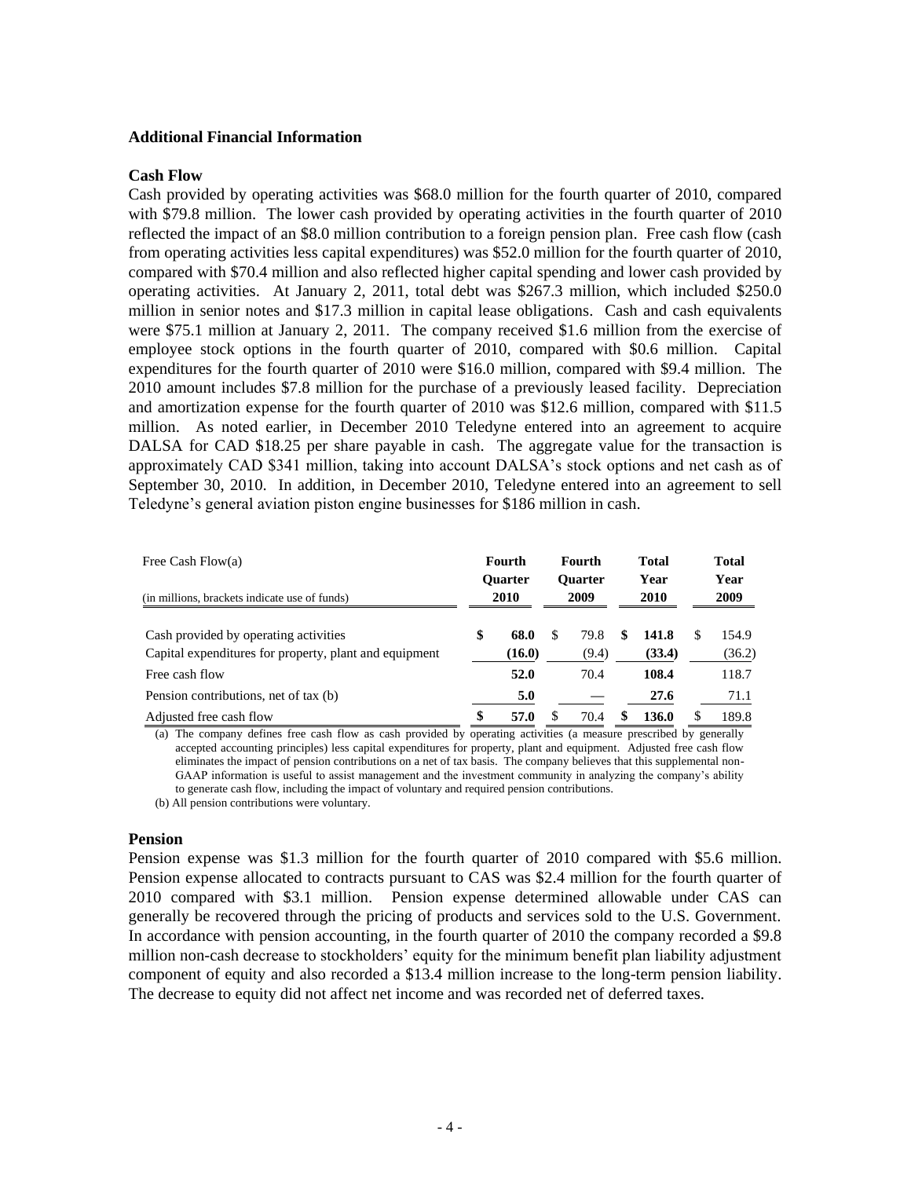## Additional Financial Information

### Cash Flow

Cash provided by operating activities was $68.0 million for the fourth quarter of 2010, compared with $79.8 million. The lower cash provided by operating activities in the fourth quarter of 2010 reflected the impact of an $8.0 million contribution to a foreign pension plan. Free cash flow (cash from operating activities less capital expenditures) was $52.0 million for the fourth quarter of 2010, compared with $70.4 million and also reflected higher capital spending and lower cash provided by operating activities. At January 2, 2011, total debt was $267.3 million, which included $250.0 million in senior notes and $17.3 million in capital lease obligations. Cash and cash equivalents were $75.1 million at January 2, 2011. The company received $1.6 million from the exercise of employee stock options in the fourth quarter of 2010, compared with $0.6 million. Capital expenditures for the fourth quarter of 2010 were $16.0 million, compared with $9.4 million. The 2010 amount includes $7.8 million for the purchase of a previously leased facility. Depreciation and amortization expense for the fourth quarter of 2010 was $12.6 million, compared with $11.5 million. As noted earlier, in December 2010 Teledyne entered into an agreement to acquire DALSA for CAD $18.25 per share payable in cash. The aggregate value for the transaction is approximately CAD $341 million, taking into account DALSA's stock options and net cash as of September 30, 2010. In addition, in December 2010, Teledyne entered into an agreement to sell Teledyne's general aviation piston engine businesses for $186 million in cash.

| Free Cash Flow(a)<br>(in millions, brackets indicate use of funds) | Fourth Quarter 2010 | Fourth Quarter 2009 | Total Year 2010 | Total Year 2009 |
|---|---|---|---|---|
| Cash provided by operating activities | **$ 68.0** | $ 79.8 | **$ 141.8** | $ 154.9 |
| Capital expenditures for property, plant and equipment | **(16.0)** | (9.4) | **(33.4)** | (36.2) |
| Free cash flow | **52.0** | 70.4 | **108.4** | 118.7 |
| Pension contributions, net of tax (b) | **5.0** | — | **27.6** | 71.1 |
| Adjusted free cash flow | **$ 57.0** | $ 70.4 | **$ 136.0** | $ 189.8 |

(a) The company defines free cash flow as cash provided by operating activities (a measure prescribed by generally accepted accounting principles) less capital expenditures for property, plant and equipment. Adjusted free cash flow eliminates the impact of pension contributions on a net of tax basis. The company believes that this supplemental non-GAAP information is useful to assist management and the investment community in analyzing the company's ability to generate cash flow, including the impact of voluntary and required pension contributions.

(b) All pension contributions were voluntary.

### Pension

Pension expense was $1.3 million for the fourth quarter of 2010 compared with $5.6 million. Pension expense allocated to contracts pursuant to CAS was $2.4 million for the fourth quarter of 2010 compared with $3.1 million. Pension expense determined allowable under CAS can generally be recovered through the pricing of products and services sold to the U.S. Government. In accordance with pension accounting, in the fourth quarter of 2010 the company recorded a $9.8 million non-cash decrease to stockholders' equity for the minimum benefit plan liability adjustment component of equity and also recorded a $13.4 million increase to the long-term pension liability. The decrease to equity did not affect net income and was recorded net of deferred taxes.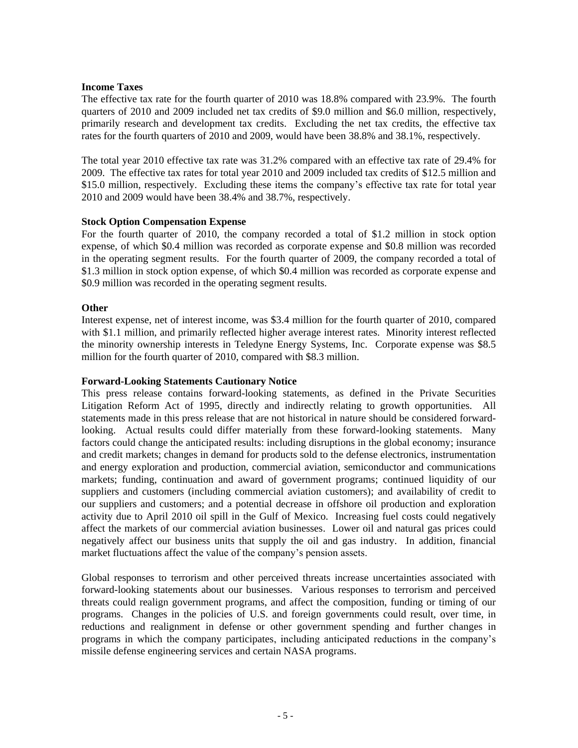**Income Taxes**

The effective tax rate for the fourth quarter of 2010 was 18.8% compared with 23.9%. The fourth quarters of 2010 and 2009 included net tax credits of $9.0 million and $6.0 million, respectively, primarily research and development tax credits. Excluding the net tax credits, the effective tax rates for the fourth quarters of 2010 and 2009, would have been 38.8% and 38.1%, respectively.

The total year 2010 effective tax rate was 31.2% compared with an effective tax rate of 29.4% for 2009. The effective tax rates for total year 2010 and 2009 included tax credits of $12.5 million and $15.0 million, respectively. Excluding these items the company's effective tax rate for total year 2010 and 2009 would have been 38.4% and 38.7%, respectively.

**Stock Option Compensation Expense**

For the fourth quarter of 2010, the company recorded a total of $1.2 million in stock option expense, of which $0.4 million was recorded as corporate expense and $0.8 million was recorded in the operating segment results. For the fourth quarter of 2009, the company recorded a total of $1.3 million in stock option expense, of which $0.4 million was recorded as corporate expense and $0.9 million was recorded in the operating segment results.

**Other**

Interest expense, net of interest income, was $3.4 million for the fourth quarter of 2010, compared with $1.1 million, and primarily reflected higher average interest rates. Minority interest reflected the minority ownership interests in Teledyne Energy Systems, Inc. Corporate expense was $8.5 million for the fourth quarter of 2010, compared with $8.3 million.

**Forward-Looking Statements Cautionary Notice**

This press release contains forward-looking statements, as defined in the Private Securities Litigation Reform Act of 1995, directly and indirectly relating to growth opportunities. All statements made in this press release that are not historical in nature should be considered forward-looking. Actual results could differ materially from these forward-looking statements. Many factors could change the anticipated results: including disruptions in the global economy; insurance and credit markets; changes in demand for products sold to the defense electronics, instrumentation and energy exploration and production, commercial aviation, semiconductor and communications markets; funding, continuation and award of government programs; continued liquidity of our suppliers and customers (including commercial aviation customers); and availability of credit to our suppliers and customers; and a potential decrease in offshore oil production and exploration activity due to April 2010 oil spill in the Gulf of Mexico. Increasing fuel costs could negatively affect the markets of our commercial aviation businesses. Lower oil and natural gas prices could negatively affect our business units that supply the oil and gas industry. In addition, financial market fluctuations affect the value of the company's pension assets.

Global responses to terrorism and other perceived threats increase uncertainties associated with forward-looking statements about our businesses. Various responses to terrorism and perceived threats could realign government programs, and affect the composition, funding or timing of our programs. Changes in the policies of U.S. and foreign governments could result, over time, in reductions and realignment in defense or other government spending and further changes in programs in which the company participates, including anticipated reductions in the company's missile defense engineering services and certain NASA programs.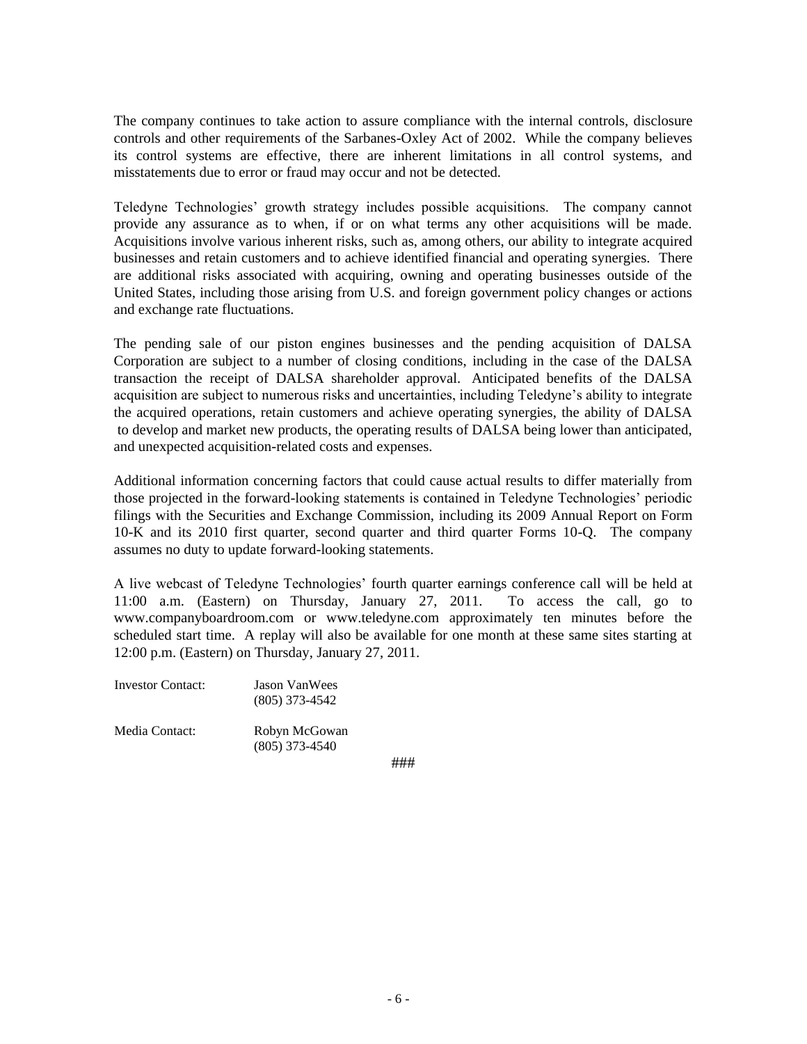The company continues to take action to assure compliance with the internal controls, disclosure controls and other requirements of the Sarbanes-Oxley Act of 2002. While the company believes its control systems are effective, there are inherent limitations in all control systems, and misstatements due to error or fraud may occur and not be detected.

Teledyne Technologies' growth strategy includes possible acquisitions. The company cannot provide any assurance as to when, if or on what terms any other acquisitions will be made. Acquisitions involve various inherent risks, such as, among others, our ability to integrate acquired businesses and retain customers and to achieve identified financial and operating synergies. There are additional risks associated with acquiring, owning and operating businesses outside of the United States, including those arising from U.S. and foreign government policy changes or actions and exchange rate fluctuations.

The pending sale of our piston engines businesses and the pending acquisition of DALSA Corporation are subject to a number of closing conditions, including in the case of the DALSA transaction the receipt of DALSA shareholder approval. Anticipated benefits of the DALSA acquisition are subject to numerous risks and uncertainties, including Teledyne's ability to integrate the acquired operations, retain customers and achieve operating synergies, the ability of DALSA to develop and market new products, the operating results of DALSA being lower than anticipated, and unexpected acquisition-related costs and expenses.

Additional information concerning factors that could cause actual results to differ materially from those projected in the forward-looking statements is contained in Teledyne Technologies' periodic filings with the Securities and Exchange Commission, including its 2009 Annual Report on Form 10-K and its 2010 first quarter, second quarter and third quarter Forms 10-Q. The company assumes no duty to update forward-looking statements.

A live webcast of Teledyne Technologies' fourth quarter earnings conference call will be held at 11:00 a.m. (Eastern) on Thursday, January 27, 2011. To access the call, go to www.companyboardroom.com or www.teledyne.com approximately ten minutes before the scheduled start time. A replay will also be available for one month at these same sites starting at 12:00 p.m. (Eastern) on Thursday, January 27, 2011.

Investor Contact: Jason VanWees
(805) 373-4542

Media Contact: Robyn McGowan
(805) 373-4540

###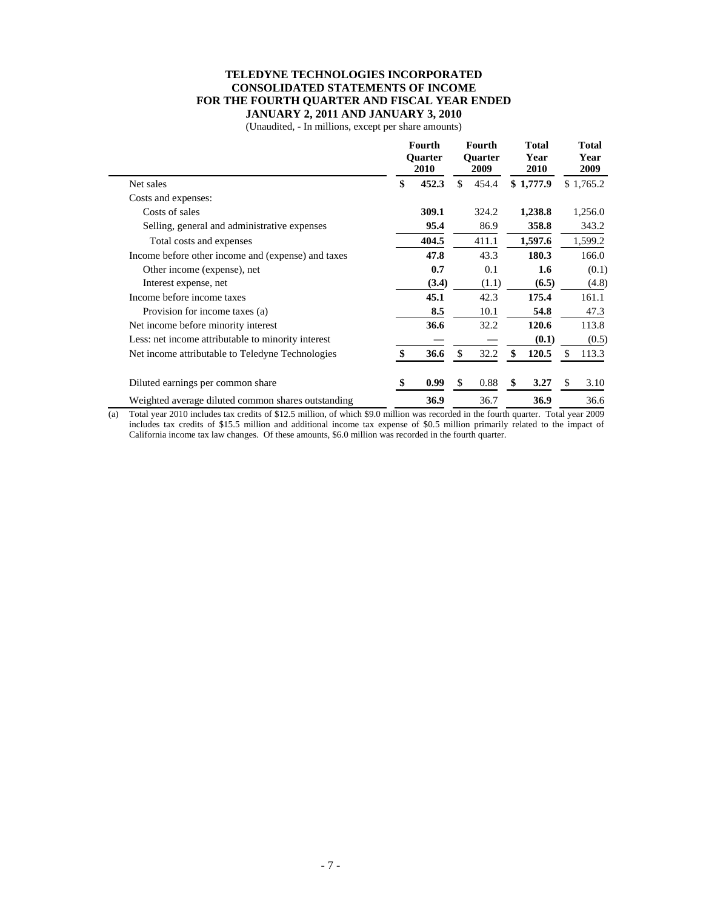# TELEDYNE TECHNOLOGIES INCORPORATED
## CONSOLIDATED STATEMENTS OF INCOME
## FOR THE FOURTH QUARTER AND FISCAL YEAR ENDED JANUARY 2, 2011 AND JANUARY 3, 2010

(Unaudited, - In millions, except per share amounts)

| | Fourth Quarter 2010 | Fourth Quarter 2009 | Total Year 2010 | Total Year 2009 |
|---|---|---|---|---|
| Net sales | **$ 452.3** | $ 454.4 | **$ 1,777.9** | $ 1,765.2 |
| Costs and expenses: | | | | |
| Costs of sales | **309.1** | 324.2 | **1,238.8** | 1,256.0 |
| Selling, general and administrative expenses | **95.4** | 86.9 | **358.8** | 343.2 |
| Total costs and expenses | **404.5** | 411.1 | **1,597.6** | 1,599.2 |
| Income before other income and (expense) and taxes | **47.8** | 43.3 | **180.3** | 166.0 |
| Other income (expense), net | **0.7** | 0.1 | **1.6** | (0.1) |
| Interest expense, net | **(3.4)** | (1.1) | **(6.5)** | (4.8) |
| Income before income taxes | **45.1** | 42.3 | **175.4** | 161.1 |
| Provision for income taxes (a) | **8.5** | 10.1 | **54.8** | 47.3 |
| Net income before minority interest | **36.6** | 32.2 | **120.6** | 113.8 |
| Less: net income attributable to minority interest | **—** | — | **(0.1)** | (0.5) |
| Net income attributable to Teledyne Technologies | **$ 36.6** | $ 32.2 | **$ 120.5** | $ 113.3 |
| Diluted earnings per common share | **$ 0.99** | $ 0.88 | **$ 3.27** | $ 3.10 |
| Weighted average diluted common shares outstanding | **36.9** | 36.7 | **36.9** | 36.6 |

(a) Total year 2010 includes tax credits of $12.5 million, of which $9.0 million was recorded in the fourth quarter. Total year 2009 includes tax credits of $15.5 million and additional income tax expense of $0.5 million primarily related to the impact of California income tax law changes. Of these amounts, $6.0 million was recorded in the fourth quarter.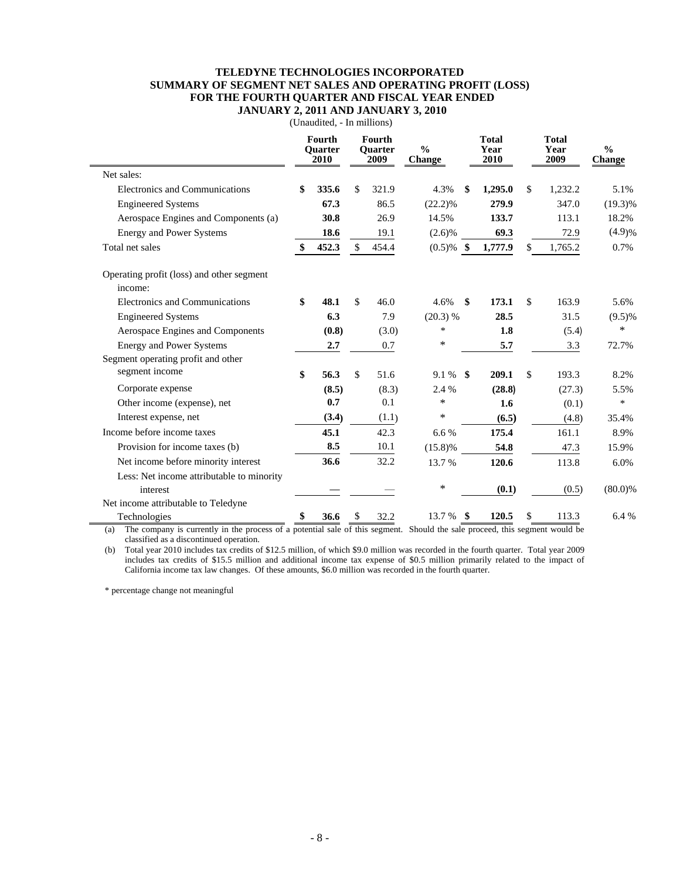**TELEDYNE TECHNOLOGIES INCORPORATED**
**SUMMARY OF SEGMENT NET SALES AND OPERATING PROFIT (LOSS)**
**FOR THE FOURTH QUARTER AND FISCAL YEAR ENDED**
**JANUARY 2, 2011 AND JANUARY 3, 2010**

(Unaudited, - In millions)

| | Fourth Quarter 2010 | Fourth Quarter 2009 | % Change | Total Year 2010 | Total Year 2009 | % Change |
|---|---|---|---|---|---|---|
| Net sales: | | | | | | |
| Electronics and Communications | **$ 335.6** | $ 321.9 | 4.3% | **$ 1,295.0** | $ 1,232.2 | 5.1% |
| Engineered Systems | **67.3** | 86.5 | (22.2)% | **279.9** | 347.0 | (19.3)% |
| Aerospace Engines and Components (a) | **30.8** | 26.9 | 14.5% | **133.7** | 113.1 | 18.2% |
| Energy and Power Systems | **18.6** | 19.1 | (2.6)% | **69.3** | 72.9 | (4.9)% |
| Total net sales | **$ 452.3** | $ 454.4 | (0.5)% | **$ 1,777.9** | $ 1,765.2 | 0.7% |
| Operating profit (loss) and other segment income: | | | | | | |
| Electronics and Communications | **$ 48.1** | $ 46.0 | 4.6% | **$ 173.1** | $ 163.9 | 5.6% |
| Engineered Systems | **6.3** | 7.9 | (20.3) % | **28.5** | 31.5 | (9.5)% |
| Aerospace Engines and Components | **(0.8)** | (3.0) | * | **1.8** | (5.4) | * |
| Energy and Power Systems | **2.7** | 0.7 | * | **5.7** | 3.3 | 72.7% |
| Segment operating profit and other segment income | **$ 56.3** | $ 51.6 | 9.1 % | **$ 209.1** | $ 193.3 | 8.2% |
| Corporate expense | **(8.5)** | (8.3) | 2.4 % | **(28.8)** | (27.3) | 5.5% |
| Other income (expense), net | **0.7** | 0.1 | * | **1.6** | (0.1) | * |
| Interest expense, net | **(3.4)** | (1.1) | * | **(6.5)** | (4.8) | 35.4% |
| Income before income taxes | **45.1** | 42.3 | 6.6 % | **175.4** | 161.1 | 8.9% |
| Provision for income taxes (b) | **8.5** | 10.1 | (15.8)% | **54.8** | 47.3 | 15.9% |
| Net income before minority interest | **36.6** | 32.2 | 13.7 % | **120.6** | 113.8 | 6.0% |
| Less: Net income attributable to minority interest | **—** | — | * | **(0.1)** | (0.5) | (80.0)% |
| Net income attributable to Teledyne Technologies | **$ 36.6** | $ 32.2 | 13.7 % | **$ 120.5** | $ 113.3 | 6.4 % |

(a) The company is currently in the process of a potential sale of this segment. Should the sale proceed, this segment would be classified as a discontinued operation.

(b) Total year 2010 includes tax credits of $12.5 million, of which $9.0 million was recorded in the fourth quarter. Total year 2009 includes tax credits of $15.5 million and additional income tax expense of $0.5 million primarily related to the impact of California income tax law changes. Of these amounts, $6.0 million was recorded in the fourth quarter.

\* percentage change not meaningful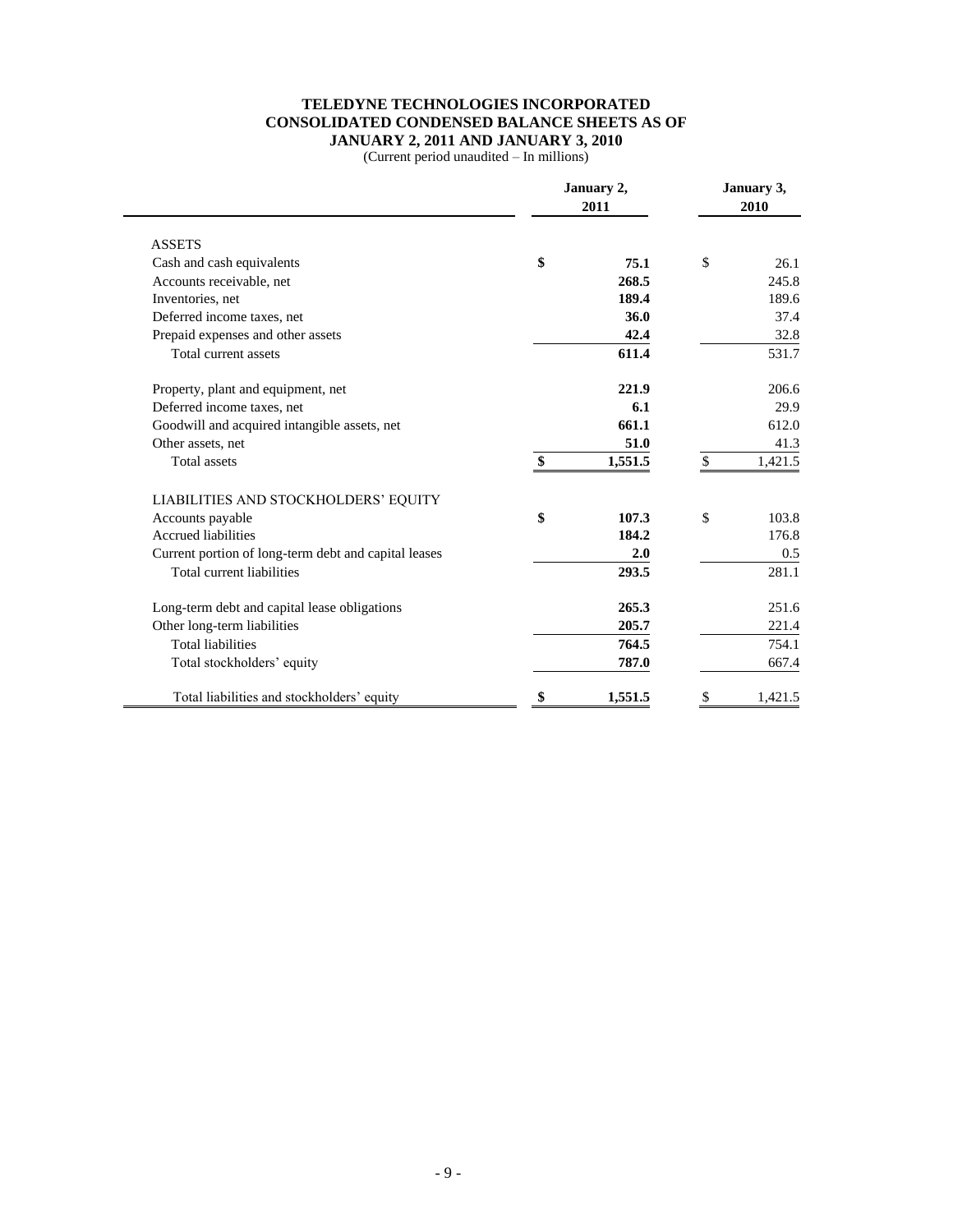**TELEDYNE TECHNOLOGIES INCORPORATED**
**CONSOLIDATED CONDENSED BALANCE SHEETS AS OF**
**JANUARY 2, 2011 AND JANUARY 3, 2010**
(Current period unaudited – In millions)

| | January 2, 2011 | January 3, 2010 |
|---|---|---|
| ASSETS | | |
| Cash and cash equivalents | **$ 75.1** | $ 26.1 |
| Accounts receivable, net | **268.5** | 245.8 |
| Inventories, net | **189.4** | 189.6 |
| Deferred income taxes, net | **36.0** | 37.4 |
| Prepaid expenses and other assets | **42.4** | 32.8 |
| Total current assets | **611.4** | 531.7 |
| Property, plant and equipment, net | **221.9** | 206.6 |
| Deferred income taxes, net | **6.1** | 29.9 |
| Goodwill and acquired intangible assets, net | **661.1** | 612.0 |
| Other assets, net | **51.0** | 41.3 |
| Total assets | **$ 1,551.5** | $ 1,421.5 |
| LIABILITIES AND STOCKHOLDERS' EQUITY | | |
| Accounts payable | **$ 107.3** | $ 103.8 |
| Accrued liabilities | **184.2** | 176.8 |
| Current portion of long-term debt and capital leases | **2.0** | 0.5 |
| Total current liabilities | **293.5** | 281.1 |
| Long-term debt and capital lease obligations | **265.3** | 251.6 |
| Other long-term liabilities | **205.7** | 221.4 |
| Total liabilities | **764.5** | 754.1 |
| Total stockholders' equity | **787.0** | 667.4 |
| Total liabilities and stockholders' equity | **$ 1,551.5** | $ 1,421.5 |